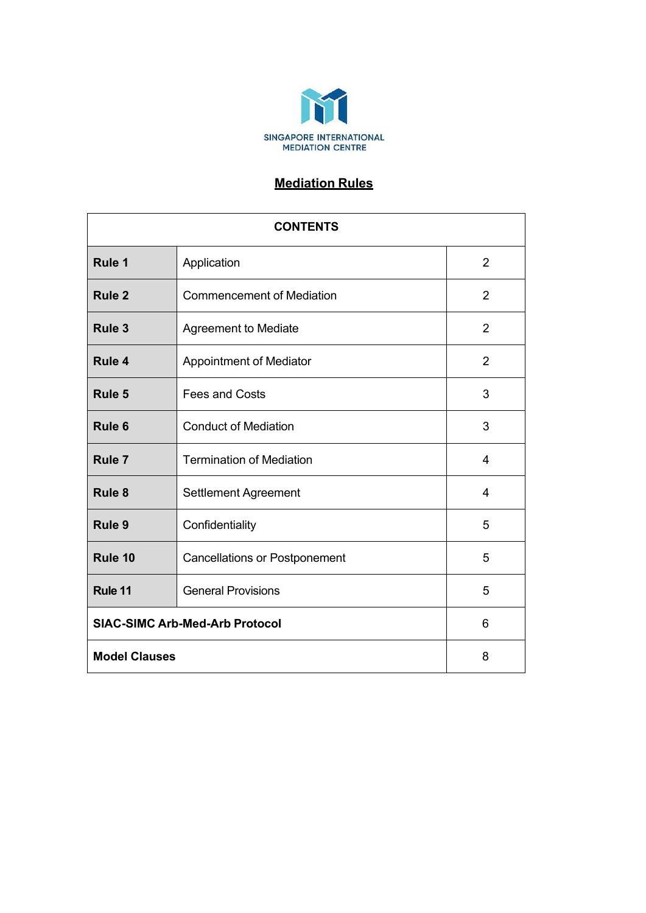SINGAPORE INTERNATIONAL MEDIATION CENTRE

# Mediation Rules

| CONTENTS | | |
|---|---|---|
| **Rule 1** | Application | 2 |
| **Rule 2** | Commencement of Mediation | 2 |
| **Rule 3** | Agreement to Mediate | 2 |
| **Rule 4** | Appointment of Mediator | 2 |
| **Rule 5** | Fees and Costs | 3 |
| **Rule 6** | Conduct of Mediation | 3 |
| **Rule 7** | Termination of Mediation | 4 |
| **Rule 8** | Settlement Agreement | 4 |
| **Rule 9** | Confidentiality | 5 |
| **Rule 10** | Cancellations or Postponement | 5 |
| **Rule 11** | General Provisions | 5 |
| **SIAC-SIMC Arb-Med-Arb Protocol** | | 6 |
| **Model Clauses** | | 8 |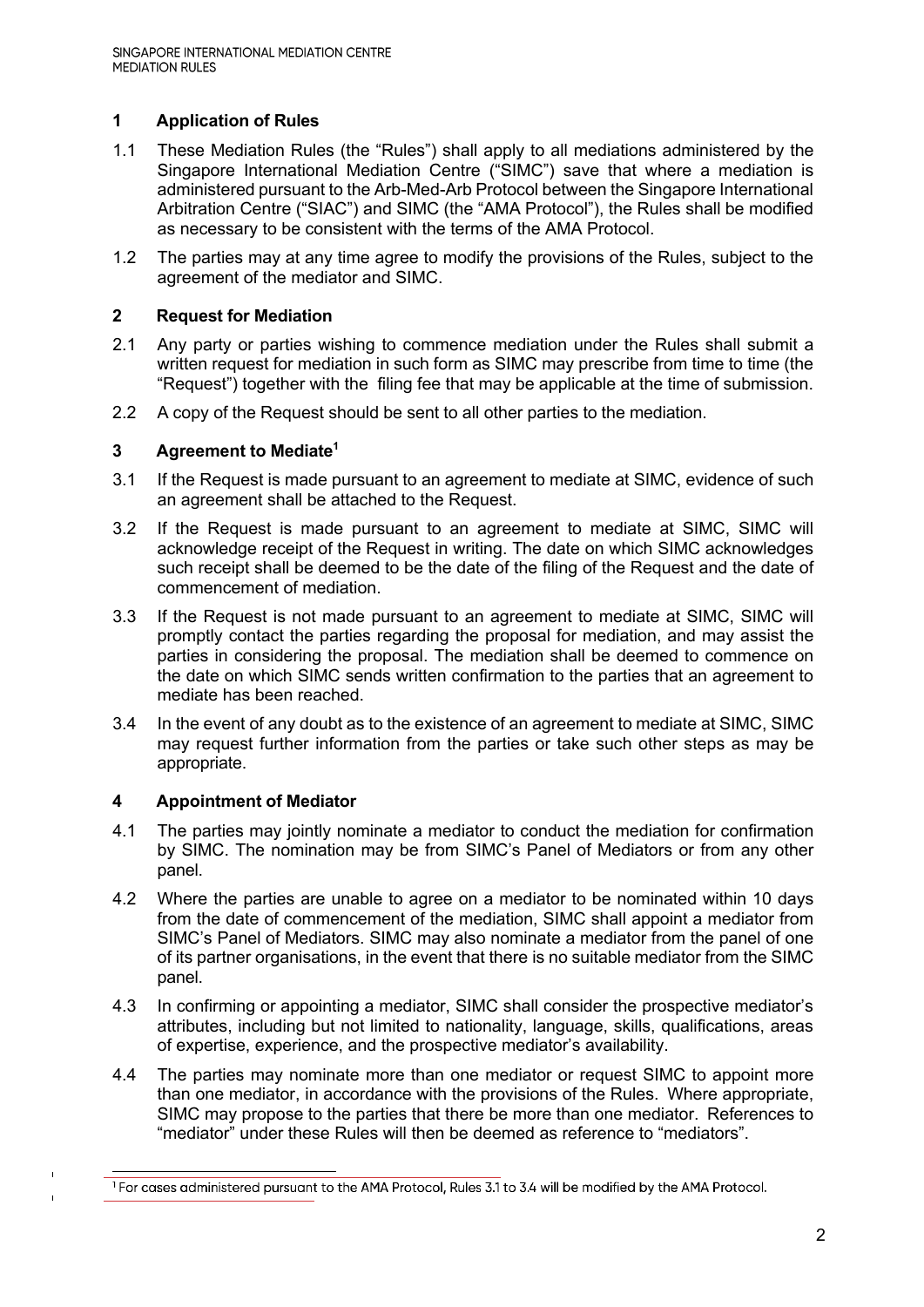## 1 Application of Rules

1.1 These Mediation Rules (the "Rules") shall apply to all mediations administered by the Singapore International Mediation Centre ("SIMC") save that where a mediation is administered pursuant to the Arb-Med-Arb Protocol between the Singapore International Arbitration Centre ("SIAC") and SIMC (the "AMA Protocol"), the Rules shall be modified as necessary to be consistent with the terms of the AMA Protocol.

1.2 The parties may at any time agree to modify the provisions of the Rules, subject to the agreement of the mediator and SIMC.

## 2 Request for Mediation

2.1 Any party or parties wishing to commence mediation under the Rules shall submit a written request for mediation in such form as SIMC may prescribe from time to time (the "Request") together with the filing fee that may be applicable at the time of submission.

2.2 A copy of the Request should be sent to all other parties to the mediation.

## 3 Agreement to Mediate[1]

3.1 If the Request is made pursuant to an agreement to mediate at SIMC, evidence of such an agreement shall be attached to the Request.

3.2 If the Request is made pursuant to an agreement to mediate at SIMC, SIMC will acknowledge receipt of the Request in writing. The date on which SIMC acknowledges such receipt shall be deemed to be the date of the filing of the Request and the date of commencement of mediation.

3.3 If the Request is not made pursuant to an agreement to mediate at SIMC, SIMC will promptly contact the parties regarding the proposal for mediation, and may assist the parties in considering the proposal. The mediation shall be deemed to commence on the date on which SIMC sends written confirmation to the parties that an agreement to mediate has been reached.

3.4 In the event of any doubt as to the existence of an agreement to mediate at SIMC, SIMC may request further information from the parties or take such other steps as may be appropriate.

## 4 Appointment of Mediator

4.1 The parties may jointly nominate a mediator to conduct the mediation for confirmation by SIMC. The nomination may be from SIMC's Panel of Mediators or from any other panel.

4.2 Where the parties are unable to agree on a mediator to be nominated within 10 days from the date of commencement of the mediation, SIMC shall appoint a mediator from SIMC's Panel of Mediators. SIMC may also nominate a mediator from the panel of one of its partner organisations, in the event that there is no suitable mediator from the SIMC panel.

4.3 In confirming or appointing a mediator, SIMC shall consider the prospective mediator's attributes, including but not limited to nationality, language, skills, qualifications, areas of expertise, experience, and the prospective mediator's availability.

4.4 The parties may nominate more than one mediator or request SIMC to appoint more than one mediator, in accordance with the provisions of the Rules. Where appropriate, SIMC may propose to the parties that there be more than one mediator. References to "mediator" under these Rules will then be deemed as reference to "mediators".

---

[1] For cases administered pursuant to the AMA Protocol, Rules 3.1 to 3.4 will be modified by the AMA Protocol.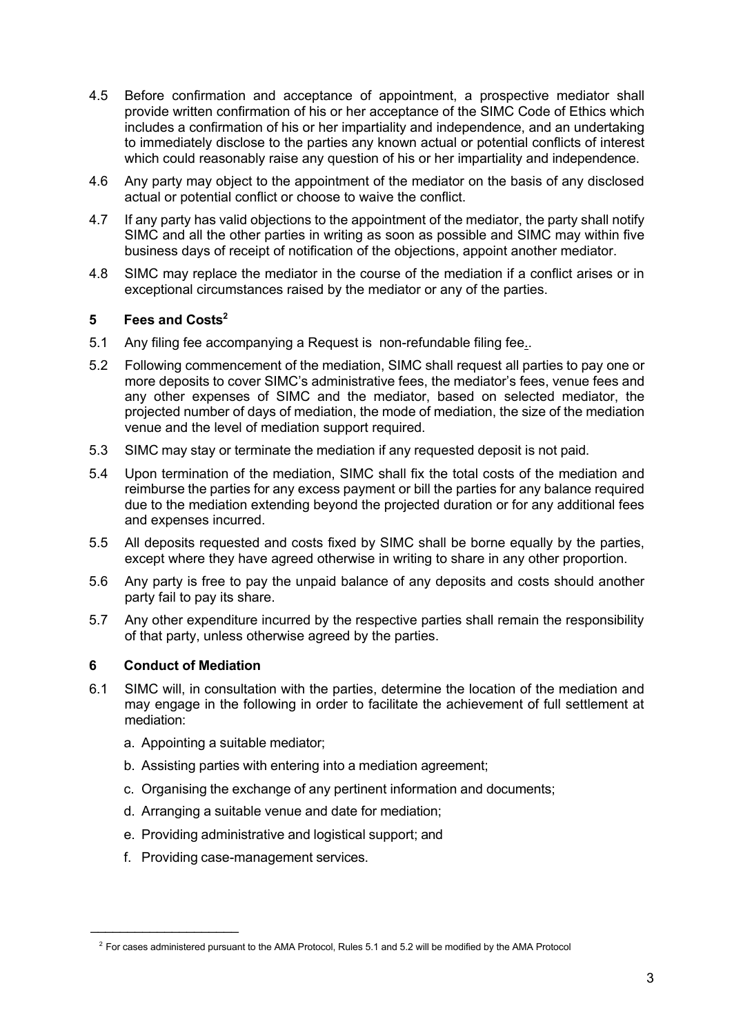4.5 Before confirmation and acceptance of appointment, a prospective mediator shall provide written confirmation of his or her acceptance of the SIMC Code of Ethics which includes a confirmation of his or her impartiality and independence, and an undertaking to immediately disclose to the parties any known actual or potential conflicts of interest which could reasonably raise any question of his or her impartiality and independence.

4.6 Any party may object to the appointment of the mediator on the basis of any disclosed actual or potential conflict or choose to waive the conflict.

4.7 If any party has valid objections to the appointment of the mediator, the party shall notify SIMC and all the other parties in writing as soon as possible and SIMC may within five business days of receipt of notification of the objections, appoint another mediator.

4.8 SIMC may replace the mediator in the course of the mediation if a conflict arises or in exceptional circumstances raised by the mediator or any of the parties.

## 5 Fees and Costs[2]

5.1 Any filing fee accompanying a Request is non-refundable filing fee..

5.2 Following commencement of the mediation, SIMC shall request all parties to pay one or more deposits to cover SIMC's administrative fees, the mediator's fees, venue fees and any other expenses of SIMC and the mediator, based on selected mediator, the projected number of days of mediation, the mode of mediation, the size of the mediation venue and the level of mediation support required.

5.3 SIMC may stay or terminate the mediation if any requested deposit is not paid.

5.4 Upon termination of the mediation, SIMC shall fix the total costs of the mediation and reimburse the parties for any excess payment or bill the parties for any balance required due to the mediation extending beyond the projected duration or for any additional fees and expenses incurred.

5.5 All deposits requested and costs fixed by SIMC shall be borne equally by the parties, except where they have agreed otherwise in writing to share in any other proportion.

5.6 Any party is free to pay the unpaid balance of any deposits and costs should another party fail to pay its share.

5.7 Any other expenditure incurred by the respective parties shall remain the responsibility of that party, unless otherwise agreed by the parties.

## 6 Conduct of Mediation

6.1 SIMC will, in consultation with the parties, determine the location of the mediation and may engage in the following in order to facilitate the achievement of full settlement at mediation:

a. Appointing a suitable mediator;

b. Assisting parties with entering into a mediation agreement;

c. Organising the exchange of any pertinent information and documents;

d. Arranging a suitable venue and date for mediation;

e. Providing administrative and logistical support; and

f. Providing case-management services.

---

[2] For cases administered pursuant to the AMA Protocol, Rules 5.1 and 5.2 will be modified by the AMA Protocol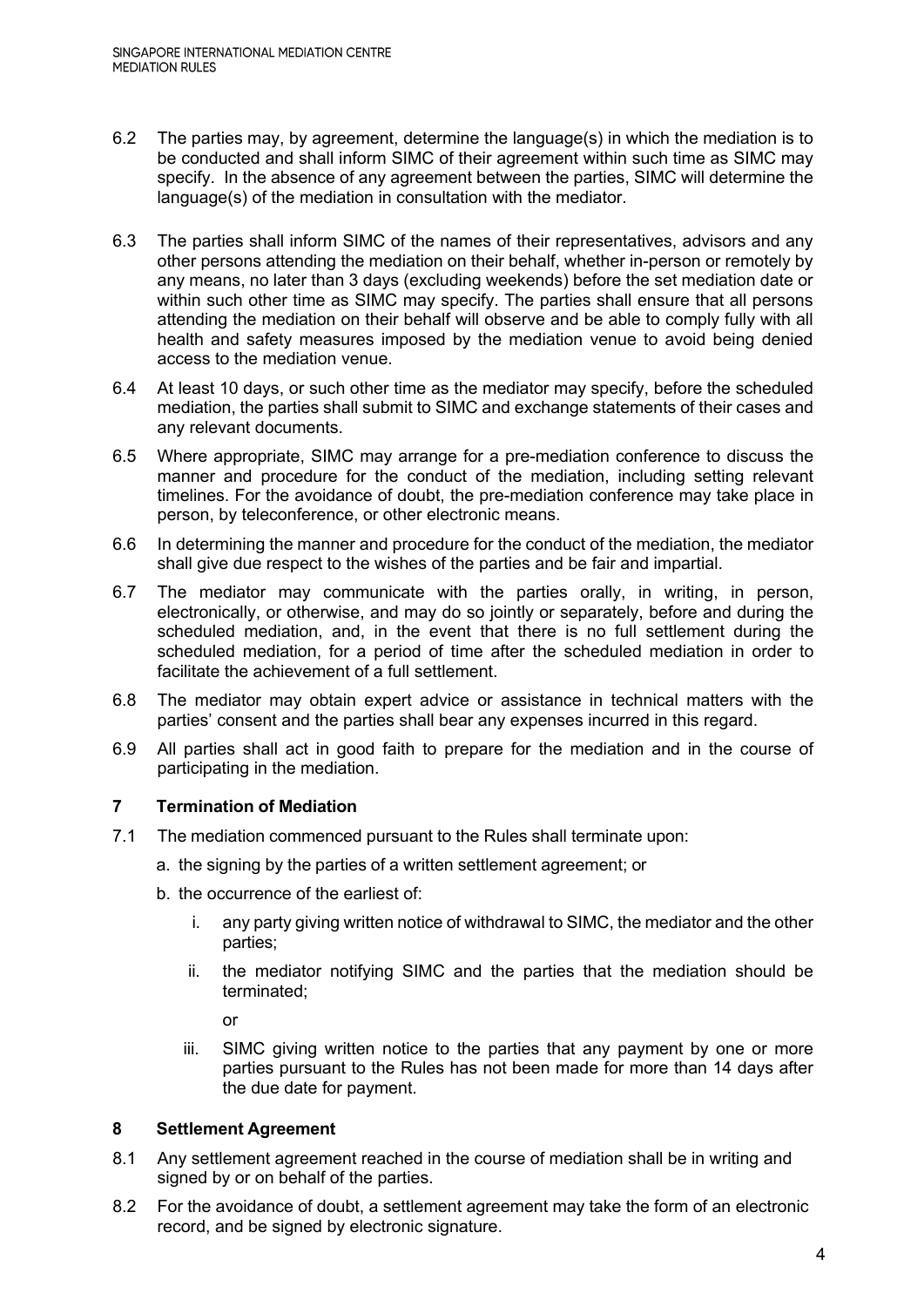6.2 The parties may, by agreement, determine the language(s) in which the mediation is to be conducted and shall inform SIMC of their agreement within such time as SIMC may specify. In the absence of any agreement between the parties, SIMC will determine the language(s) of the mediation in consultation with the mediator.

6.3 The parties shall inform SIMC of the names of their representatives, advisors and any other persons attending the mediation on their behalf, whether in-person or remotely by any means, no later than 3 days (excluding weekends) before the set mediation date or within such other time as SIMC may specify. The parties shall ensure that all persons attending the mediation on their behalf will observe and be able to comply fully with all health and safety measures imposed by the mediation venue to avoid being denied access to the mediation venue.

6.4 At least 10 days, or such other time as the mediator may specify, before the scheduled mediation, the parties shall submit to SIMC and exchange statements of their cases and any relevant documents.

6.5 Where appropriate, SIMC may arrange for a pre-mediation conference to discuss the manner and procedure for the conduct of the mediation, including setting relevant timelines. For the avoidance of doubt, the pre-mediation conference may take place in person, by teleconference, or other electronic means.

6.6 In determining the manner and procedure for the conduct of the mediation, the mediator shall give due respect to the wishes of the parties and be fair and impartial.

6.7 The mediator may communicate with the parties orally, in writing, in person, electronically, or otherwise, and may do so jointly or separately, before and during the scheduled mediation, and, in the event that there is no full settlement during the scheduled mediation, for a period of time after the scheduled mediation in order to facilitate the achievement of a full settlement.

6.8 The mediator may obtain expert advice or assistance in technical matters with the parties' consent and the parties shall bear any expenses incurred in this regard.

6.9 All parties shall act in good faith to prepare for the mediation and in the course of participating in the mediation.

## 7 Termination of Mediation

7.1 The mediation commenced pursuant to the Rules shall terminate upon:

a. the signing by the parties of a written settlement agreement; or

b. the occurrence of the earliest of:

   i. any party giving written notice of withdrawal to SIMC, the mediator and the other parties;

   ii. the mediator notifying SIMC and the parties that the mediation should be terminated;

   or

   iii. SIMC giving written notice to the parties that any payment by one or more parties pursuant to the Rules has not been made for more than 14 days after the due date for payment.

## 8 Settlement Agreement

8.1 Any settlement agreement reached in the course of mediation shall be in writing and signed by or on behalf of the parties.

8.2 For the avoidance of doubt, a settlement agreement may take the form of an electronic record, and be signed by electronic signature.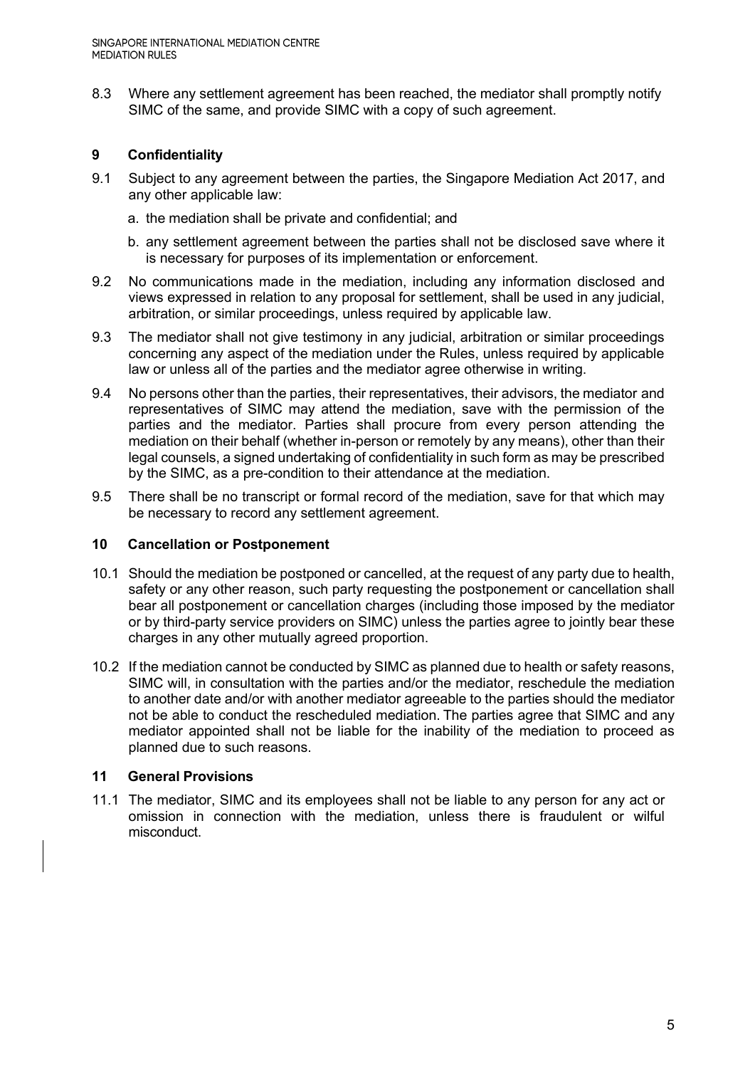8.3 Where any settlement agreement has been reached, the mediator shall promptly notify SIMC of the same, and provide SIMC with a copy of such agreement.

## 9 Confidentiality

9.1 Subject to any agreement between the parties, the Singapore Mediation Act 2017, and any other applicable law:

a. the mediation shall be private and confidential; and

b. any settlement agreement between the parties shall not be disclosed save where it is necessary for purposes of its implementation or enforcement.

9.2 No communications made in the mediation, including any information disclosed and views expressed in relation to any proposal for settlement, shall be used in any judicial, arbitration, or similar proceedings, unless required by applicable law.

9.3 The mediator shall not give testimony in any judicial, arbitration or similar proceedings concerning any aspect of the mediation under the Rules, unless required by applicable law or unless all of the parties and the mediator agree otherwise in writing.

9.4 No persons other than the parties, their representatives, their advisors, the mediator and representatives of SIMC may attend the mediation, save with the permission of the parties and the mediator. Parties shall procure from every person attending the mediation on their behalf (whether in-person or remotely by any means), other than their legal counsels, a signed undertaking of confidentiality in such form as may be prescribed by the SIMC, as a pre-condition to their attendance at the mediation.

9.5 There shall be no transcript or formal record of the mediation, save for that which may be necessary to record any settlement agreement.

## 10 Cancellation or Postponement

10.1 Should the mediation be postponed or cancelled, at the request of any party due to health, safety or any other reason, such party requesting the postponement or cancellation shall bear all postponement or cancellation charges (including those imposed by the mediator or by third-party service providers on SIMC) unless the parties agree to jointly bear these charges in any other mutually agreed proportion.

10.2 If the mediation cannot be conducted by SIMC as planned due to health or safety reasons, SIMC will, in consultation with the parties and/or the mediator, reschedule the mediation to another date and/or with another mediator agreeable to the parties should the mediator not be able to conduct the rescheduled mediation. The parties agree that SIMC and any mediator appointed shall not be liable for the inability of the mediation to proceed as planned due to such reasons.

## 11 General Provisions

11.1 The mediator, SIMC and its employees shall not be liable to any person for any act or omission in connection with the mediation, unless there is fraudulent or wilful misconduct.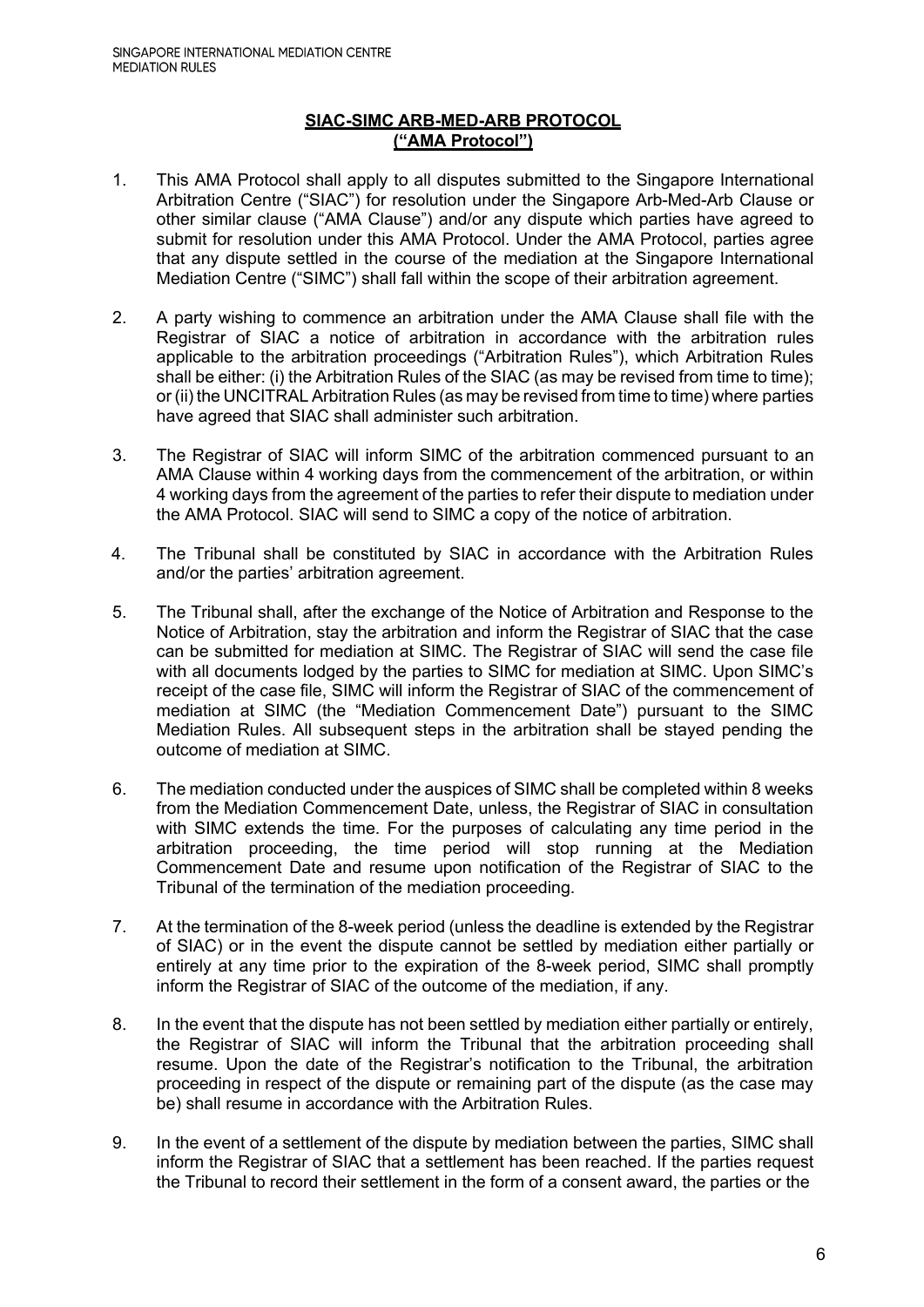## SIAC-SIMC ARB-MED-ARB PROTOCOL
## ("AMA Protocol")

1. This AMA Protocol shall apply to all disputes submitted to the Singapore International Arbitration Centre ("SIAC") for resolution under the Singapore Arb-Med-Arb Clause or other similar clause ("AMA Clause") and/or any dispute which parties have agreed to submit for resolution under this AMA Protocol. Under the AMA Protocol, parties agree that any dispute settled in the course of the mediation at the Singapore International Mediation Centre ("SIMC") shall fall within the scope of their arbitration agreement.

2. A party wishing to commence an arbitration under the AMA Clause shall file with the Registrar of SIAC a notice of arbitration in accordance with the arbitration rules applicable to the arbitration proceedings ("Arbitration Rules"), which Arbitration Rules shall be either: (i) the Arbitration Rules of the SIAC (as may be revised from time to time); or (ii) the UNCITRAL Arbitration Rules (as may be revised from time to time) where parties have agreed that SIAC shall administer such arbitration.

3. The Registrar of SIAC will inform SIMC of the arbitration commenced pursuant to an AMA Clause within 4 working days from the commencement of the arbitration, or within 4 working days from the agreement of the parties to refer their dispute to mediation under the AMA Protocol. SIAC will send to SIMC a copy of the notice of arbitration.

4. The Tribunal shall be constituted by SIAC in accordance with the Arbitration Rules and/or the parties' arbitration agreement.

5. The Tribunal shall, after the exchange of the Notice of Arbitration and Response to the Notice of Arbitration, stay the arbitration and inform the Registrar of SIAC that the case can be submitted for mediation at SIMC. The Registrar of SIAC will send the case file with all documents lodged by the parties to SIMC for mediation at SIMC. Upon SIMC's receipt of the case file, SIMC will inform the Registrar of SIAC of the commencement of mediation at SIMC (the "Mediation Commencement Date") pursuant to the SIMC Mediation Rules. All subsequent steps in the arbitration shall be stayed pending the outcome of mediation at SIMC.

6. The mediation conducted under the auspices of SIMC shall be completed within 8 weeks from the Mediation Commencement Date, unless, the Registrar of SIAC in consultation with SIMC extends the time. For the purposes of calculating any time period in the arbitration proceeding, the time period will stop running at the Mediation Commencement Date and resume upon notification of the Registrar of SIAC to the Tribunal of the termination of the mediation proceeding.

7. At the termination of the 8-week period (unless the deadline is extended by the Registrar of SIAC) or in the event the dispute cannot be settled by mediation either partially or entirely at any time prior to the expiration of the 8-week period, SIMC shall promptly inform the Registrar of SIAC of the outcome of the mediation, if any.

8. In the event that the dispute has not been settled by mediation either partially or entirely, the Registrar of SIAC will inform the Tribunal that the arbitration proceeding shall resume. Upon the date of the Registrar's notification to the Tribunal, the arbitration proceeding in respect of the dispute or remaining part of the dispute (as the case may be) shall resume in accordance with the Arbitration Rules.

9. In the event of a settlement of the dispute by mediation between the parties, SIMC shall inform the Registrar of SIAC that a settlement has been reached. If the parties request the Tribunal to record their settlement in the form of a consent award, the parties or the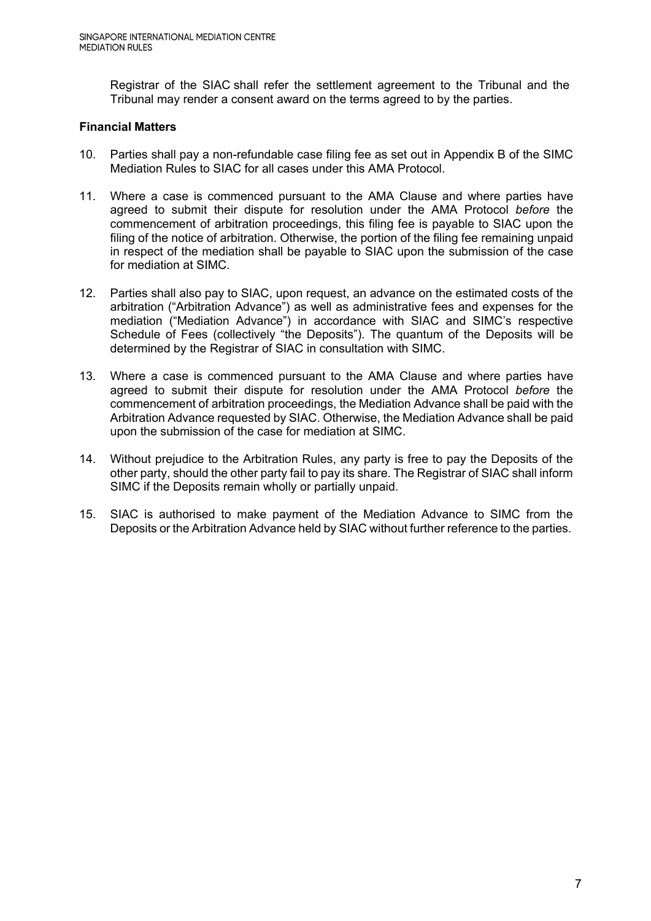Registrar of the SIAC shall refer the settlement agreement to the Tribunal and the Tribunal may render a consent award on the terms agreed to by the parties.

**Financial Matters**

10. Parties shall pay a non-refundable case filing fee as set out in Appendix B of the SIMC Mediation Rules to SIAC for all cases under this AMA Protocol.

11. Where a case is commenced pursuant to the AMA Clause and where parties have agreed to submit their dispute for resolution under the AMA Protocol *before* the commencement of arbitration proceedings, this filing fee is payable to SIAC upon the filing of the notice of arbitration. Otherwise, the portion of the filing fee remaining unpaid in respect of the mediation shall be payable to SIAC upon the submission of the case for mediation at SIMC.

12. Parties shall also pay to SIAC, upon request, an advance on the estimated costs of the arbitration ("Arbitration Advance") as well as administrative fees and expenses for the mediation ("Mediation Advance") in accordance with SIAC and SIMC's respective Schedule of Fees (collectively "the Deposits"). The quantum of the Deposits will be determined by the Registrar of SIAC in consultation with SIMC.

13. Where a case is commenced pursuant to the AMA Clause and where parties have agreed to submit their dispute for resolution under the AMA Protocol *before* the commencement of arbitration proceedings, the Mediation Advance shall be paid with the Arbitration Advance requested by SIAC. Otherwise, the Mediation Advance shall be paid upon the submission of the case for mediation at SIMC.

14. Without prejudice to the Arbitration Rules, any party is free to pay the Deposits of the other party, should the other party fail to pay its share. The Registrar of SIAC shall inform SIMC if the Deposits remain wholly or partially unpaid.

15. SIAC is authorised to make payment of the Mediation Advance to SIMC from the Deposits or the Arbitration Advance held by SIAC without further reference to the parties.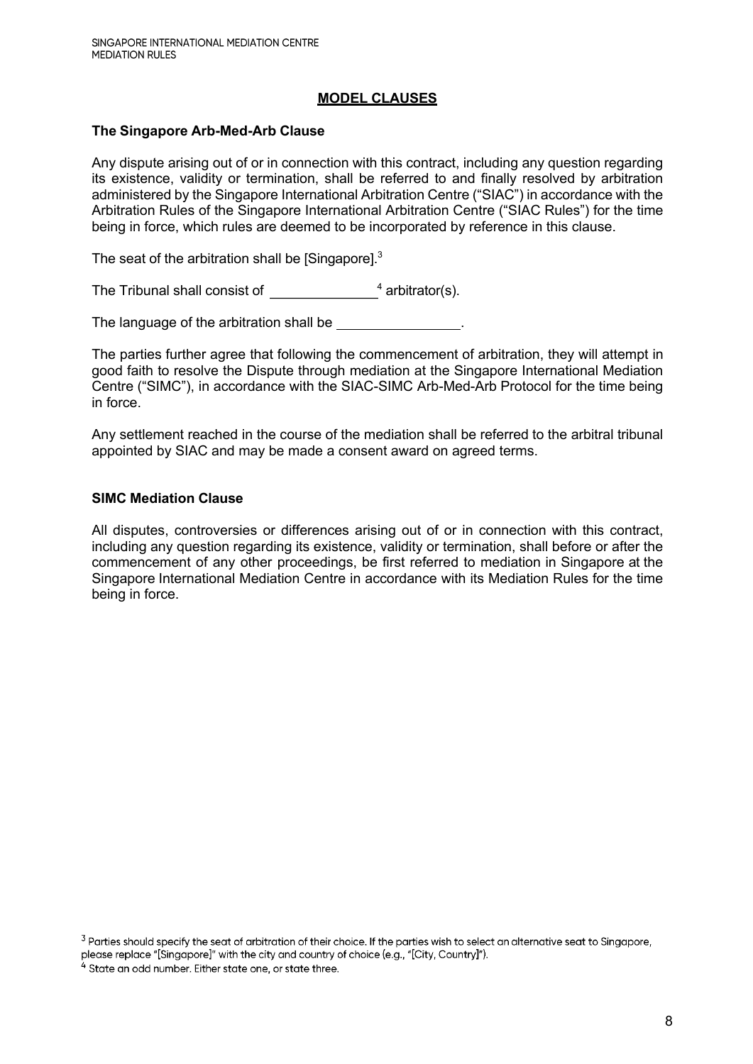## MODEL CLAUSES

**The Singapore Arb-Med-Arb Clause**

Any dispute arising out of or in connection with this contract, including any question regarding its existence, validity or termination, shall be referred to and finally resolved by arbitration administered by the Singapore International Arbitration Centre ("SIAC") in accordance with the Arbitration Rules of the Singapore International Arbitration Centre ("SIAC Rules") for the time being in force, which rules are deemed to be incorporated by reference in this clause.

The seat of the arbitration shall be [Singapore].[3]

The Tribunal shall consist of \_\_\_\_\_\_\_\_\_\_\_\_\_\_[4] arbitrator(s).

The language of the arbitration shall be \_\_\_\_\_\_\_\_\_\_\_\_\_\_\_\_.

The parties further agree that following the commencement of arbitration, they will attempt in good faith to resolve the Dispute through mediation at the Singapore International Mediation Centre ("SIMC"), in accordance with the SIAC-SIMC Arb-Med-Arb Protocol for the time being in force.

Any settlement reached in the course of the mediation shall be referred to the arbitral tribunal appointed by SIAC and may be made a consent award on agreed terms.

**SIMC Mediation Clause**

All disputes, controversies or differences arising out of or in connection with this contract, including any question regarding its existence, validity or termination, shall before or after the commencement of any other proceedings, be first referred to mediation in Singapore at the Singapore International Mediation Centre in accordance with its Mediation Rules for the time being in force.

[3] Parties should specify the seat of arbitration of their choice. If the parties wish to select an alternative seat to Singapore, please replace "[Singapore]" with the city and country of choice (e.g., "[City, Country]").

[4] State an odd number. Either state one, or state three.